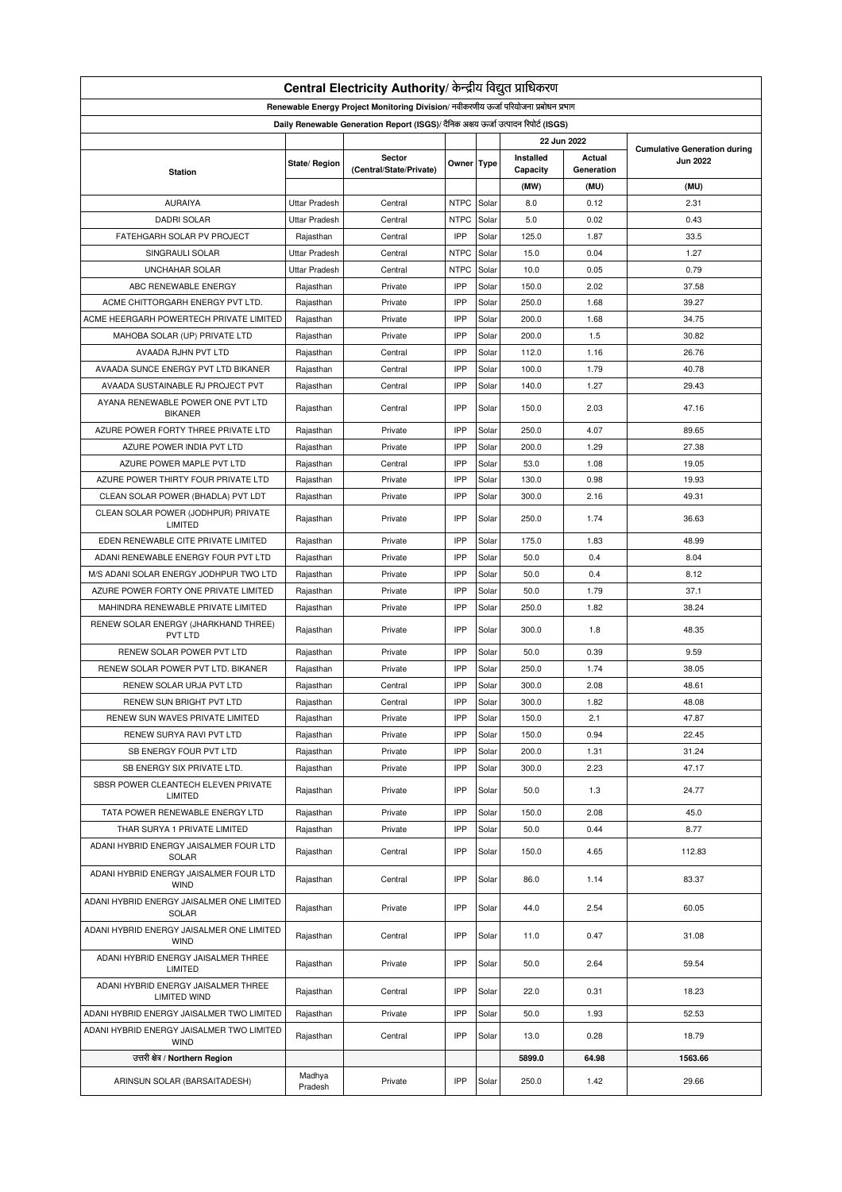# Central Electricity Authority/ केन्द्रीय विद्युत प्राधिकरण

## Renewable Energy Project Monitoring Division/ नवीकरणीय ऊर्जा परियोजना प्रबोधन प्रभाग

### Daily Renewable Generation Report (ISGS)/ दैनिक अक्षय ऊर्जा उत्पादन रिपोर्ट (ISGS)

| Station | State/ Region | Sector (Central/State/Private) | Owner | Type | 22 Jun 2022 | | Cumulative Generation during Jun 2022 |
|---|---|---|---|---|---|---|---|
| | | | | | Installed Capacity | Actual Generation | |
| | | | | | (MW) | (MU) | (MU) |
| AURAIYA | Uttar Pradesh | Central | NTPC | Solar | 8.0 | 0.12 | 2.31 |
| DADRI SOLAR | Uttar Pradesh | Central | NTPC | Solar | 5.0 | 0.02 | 0.43 |
| FATEHGARH SOLAR PV PROJECT | Rajasthan | Central | IPP | Solar | 125.0 | 1.87 | 33.5 |
| SINGRAULI SOLAR | Uttar Pradesh | Central | NTPC | Solar | 15.0 | 0.04 | 1.27 |
| UNCHAHAR SOLAR | Uttar Pradesh | Central | NTPC | Solar | 10.0 | 0.05 | 0.79 |
| ABC RENEWABLE ENERGY | Rajasthan | Private | IPP | Solar | 150.0 | 2.02 | 37.58 |
| ACME CHITTORGARH ENERGY PVT LTD. | Rajasthan | Private | IPP | Solar | 250.0 | 1.68 | 39.27 |
| ACME HEERGARH POWERTECH PRIVATE LIMITED | Rajasthan | Private | IPP | Solar | 200.0 | 1.68 | 34.75 |
| MAHOBA SOLAR (UP) PRIVATE LTD | Rajasthan | Private | IPP | Solar | 200.0 | 1.5 | 30.82 |
| AVAADA RJHN PVT LTD | Rajasthan | Central | IPP | Solar | 112.0 | 1.16 | 26.76 |
| AVAADA SUNCE ENERGY PVT LTD BIKANER | Rajasthan | Central | IPP | Solar | 100.0 | 1.79 | 40.78 |
| AVAADA SUSTAINABLE RJ PROJECT PVT | Rajasthan | Central | IPP | Solar | 140.0 | 1.27 | 29.43 |
| AYANA RENEWABLE POWER ONE PVT LTD BIKANER | Rajasthan | Central | IPP | Solar | 150.0 | 2.03 | 47.16 |
| AZURE POWER FORTY THREE PRIVATE LTD | Rajasthan | Private | IPP | Solar | 250.0 | 4.07 | 89.65 |
| AZURE POWER INDIA PVT LTD | Rajasthan | Private | IPP | Solar | 200.0 | 1.29 | 27.38 |
| AZURE POWER MAPLE PVT LTD | Rajasthan | Central | IPP | Solar | 53.0 | 1.08 | 19.05 |
| AZURE POWER THIRTY FOUR PRIVATE LTD | Rajasthan | Private | IPP | Solar | 130.0 | 0.98 | 19.93 |
| CLEAN SOLAR POWER (BHADLA) PVT LDT | Rajasthan | Private | IPP | Solar | 300.0 | 2.16 | 49.31 |
| CLEAN SOLAR POWER (JODHPUR) PRIVATE LIMITED | Rajasthan | Private | IPP | Solar | 250.0 | 1.74 | 36.63 |
| EDEN RENEWABLE CITE PRIVATE LIMITED | Rajasthan | Private | IPP | Solar | 175.0 | 1.83 | 48.99 |
| ADANI RENEWABLE ENERGY FOUR PVT LTD | Rajasthan | Private | IPP | Solar | 50.0 | 0.4 | 8.04 |
| M/S ADANI SOLAR ENERGY JODHPUR TWO LTD | Rajasthan | Private | IPP | Solar | 50.0 | 0.4 | 8.12 |
| AZURE POWER FORTY ONE PRIVATE LIMITED | Rajasthan | Private | IPP | Solar | 50.0 | 1.79 | 37.1 |
| MAHINDRA RENEWABLE PRIVATE LIMITED | Rajasthan | Private | IPP | Solar | 250.0 | 1.82 | 38.24 |
| RENEW SOLAR ENERGY (JHARKHAND THREE) PVT LTD | Rajasthan | Private | IPP | Solar | 300.0 | 1.8 | 48.35 |
| RENEW SOLAR POWER PVT LTD | Rajasthan | Private | IPP | Solar | 50.0 | 0.39 | 9.59 |
| RENEW SOLAR POWER PVT LTD. BIKANER | Rajasthan | Private | IPP | Solar | 250.0 | 1.74 | 38.05 |
| RENEW SOLAR URJA PVT LTD | Rajasthan | Central | IPP | Solar | 300.0 | 2.08 | 48.61 |
| RENEW SUN BRIGHT PVT LTD | Rajasthan | Central | IPP | Solar | 300.0 | 1.82 | 48.08 |
| RENEW SUN WAVES PRIVATE LIMITED | Rajasthan | Private | IPP | Solar | 150.0 | 2.1 | 47.87 |
| RENEW SURYA RAVI PVT LTD | Rajasthan | Private | IPP | Solar | 150.0 | 0.94 | 22.45 |
| SB ENERGY FOUR PVT LTD | Rajasthan | Private | IPP | Solar | 200.0 | 1.31 | 31.24 |
| SB ENERGY SIX PRIVATE LTD. | Rajasthan | Private | IPP | Solar | 300.0 | 2.23 | 47.17 |
| SBSR POWER CLEANTECH ELEVEN PRIVATE LIMITED | Rajasthan | Private | IPP | Solar | 50.0 | 1.3 | 24.77 |
| TATA POWER RENEWABLE ENERGY LTD | Rajasthan | Private | IPP | Solar | 150.0 | 2.08 | 45.0 |
| THAR SURYA 1 PRIVATE LIMITED | Rajasthan | Private | IPP | Solar | 50.0 | 0.44 | 8.77 |
| ADANI HYBRID ENERGY JAISALMER FOUR LTD SOLAR | Rajasthan | Central | IPP | Solar | 150.0 | 4.65 | 112.83 |
| ADANI HYBRID ENERGY JAISALMER FOUR LTD WIND | Rajasthan | Central | IPP | Solar | 86.0 | 1.14 | 83.37 |
| ADANI HYBRID ENERGY JAISALMER ONE LIMITED SOLAR | Rajasthan | Private | IPP | Solar | 44.0 | 2.54 | 60.05 |
| ADANI HYBRID ENERGY JAISALMER ONE LIMITED WIND | Rajasthan | Central | IPP | Solar | 11.0 | 0.47 | 31.08 |
| ADANI HYBRID ENERGY JAISALMER THREE LIMITED | Rajasthan | Private | IPP | Solar | 50.0 | 2.64 | 59.54 |
| ADANI HYBRID ENERGY JAISALMER THREE LIMITED WIND | Rajasthan | Central | IPP | Solar | 22.0 | 0.31 | 18.23 |
| ADANI HYBRID ENERGY JAISALMER TWO LIMITED | Rajasthan | Private | IPP | Solar | 50.0 | 1.93 | 52.53 |
| ADANI HYBRID ENERGY JAISALMER TWO LIMITED WIND | Rajasthan | Central | IPP | Solar | 13.0 | 0.28 | 18.79 |
| **उत्तरी क्षेत्र / Northern Region** | | | | | **5899.0** | **64.98** | **1563.66** |
| ARINSUN SOLAR (BARSAITADESH) | Madhya Pradesh | Private | IPP | Solar | 250.0 | 1.42 | 29.66 |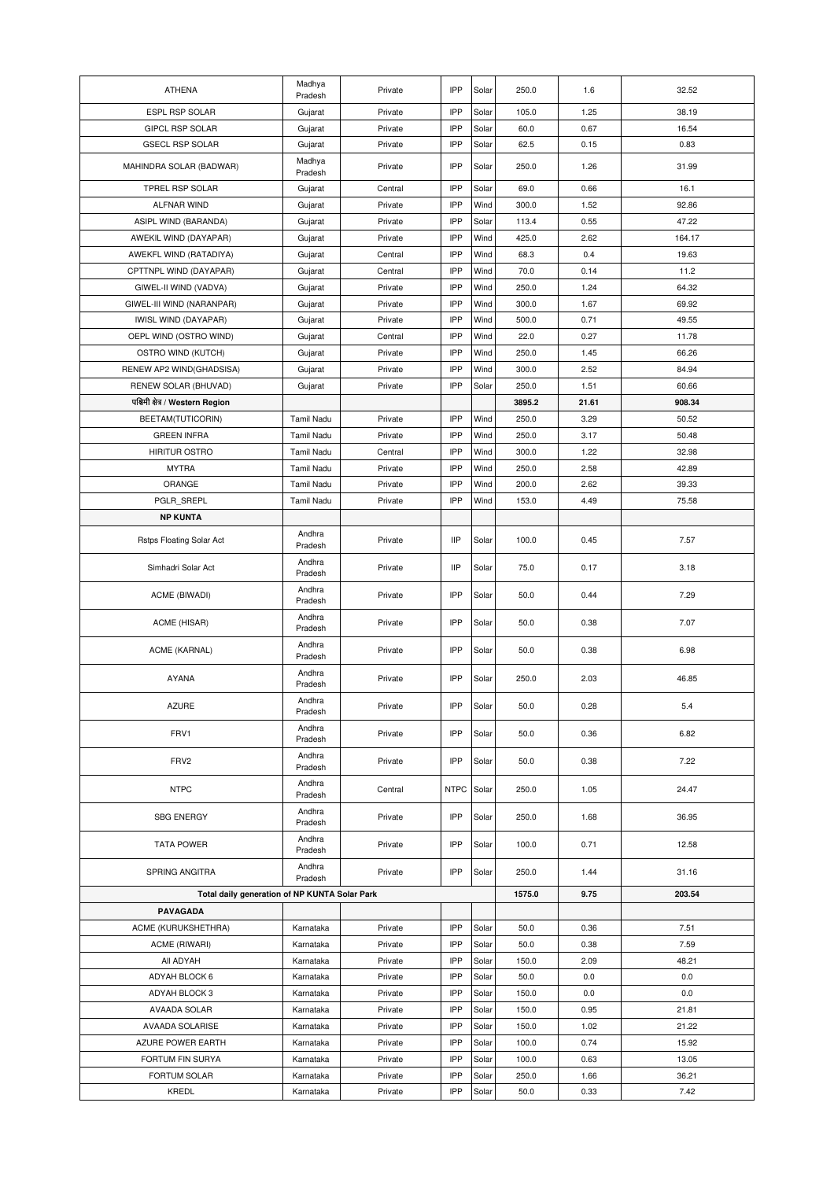| ATHENA | Madhya Pradesh | Private | IPP | Solar | 250.0 | 1.6 | 32.52 |
|---|---|---|---|---|---|---|---|
| ESPL RSP SOLAR | Gujarat | Private | IPP | Solar | 105.0 | 1.25 | 38.19 |
| GIPCL RSP SOLAR | Gujarat | Private | IPP | Solar | 60.0 | 0.67 | 16.54 |
| GSECL RSP SOLAR | Gujarat | Private | IPP | Solar | 62.5 | 0.15 | 0.83 |
| MAHINDRA SOLAR (BADWAR) | Madhya Pradesh | Private | IPP | Solar | 250.0 | 1.26 | 31.99 |
| TPREL RSP SOLAR | Gujarat | Central | IPP | Solar | 69.0 | 0.66 | 16.1 |
| ALFNAR WIND | Gujarat | Private | IPP | Wind | 300.0 | 1.52 | 92.86 |
| ASIPL WIND (BARANDA) | Gujarat | Private | IPP | Solar | 113.4 | 0.55 | 47.22 |
| AWEKIL WIND (DAYAPAR) | Gujarat | Private | IPP | Wind | 425.0 | 2.62 | 164.17 |
| AWEKFL WIND (RATADIYA) | Gujarat | Central | IPP | Wind | 68.3 | 0.4 | 19.63 |
| CPTTNPL WIND (DAYAPAR) | Gujarat | Central | IPP | Wind | 70.0 | 0.14 | 11.2 |
| GIWEL-II WIND (VADVA) | Gujarat | Private | IPP | Wind | 250.0 | 1.24 | 64.32 |
| GIWEL-III WIND (NARANPAR) | Gujarat | Private | IPP | Wind | 300.0 | 1.67 | 69.92 |
| IWISL WIND (DAYAPAR) | Gujarat | Private | IPP | Wind | 500.0 | 0.71 | 49.55 |
| OEPL WIND (OSTRO WIND) | Gujarat | Central | IPP | Wind | 22.0 | 0.27 | 11.78 |
| OSTRO WIND (KUTCH) | Gujarat | Private | IPP | Wind | 250.0 | 1.45 | 66.26 |
| RENEW AP2 WIND(GHADSISA) | Gujarat | Private | IPP | Wind | 300.0 | 2.52 | 84.94 |
| RENEW SOLAR (BHUVAD) | Gujarat | Private | IPP | Solar | 250.0 | 1.51 | 60.66 |
| **पश्चिमी क्षेत्र / Western Region** | | | | | 3895.2 | 21.61 | 908.34 |
| BEETAM(TUTICORIN) | Tamil Nadu | Private | IPP | Wind | 250.0 | 3.29 | 50.52 |
| GREEN INFRA | Tamil Nadu | Private | IPP | Wind | 250.0 | 3.17 | 50.48 |
| HIRITUR OSTRO | Tamil Nadu | Central | IPP | Wind | 300.0 | 1.22 | 32.98 |
| MYTRA | Tamil Nadu | Private | IPP | Wind | 250.0 | 2.58 | 42.89 |
| ORANGE | Tamil Nadu | Private | IPP | Wind | 200.0 | 2.62 | 39.33 |
| PGLR_SREPL | Tamil Nadu | Private | IPP | Wind | 153.0 | 4.49 | 75.58 |
| **NP KUNTA** | | | | | | | |
| Rstps Floating Solar Act | Andhra Pradesh | Private | IIP | Solar | 100.0 | 0.45 | 7.57 |
| Simhadri Solar Act | Andhra Pradesh | Private | IIP | Solar | 75.0 | 0.17 | 3.18 |
| ACME (BIWADI) | Andhra Pradesh | Private | IPP | Solar | 50.0 | 0.44 | 7.29 |
| ACME (HISAR) | Andhra Pradesh | Private | IPP | Solar | 50.0 | 0.38 | 7.07 |
| ACME (KARNAL) | Andhra Pradesh | Private | IPP | Solar | 50.0 | 0.38 | 6.98 |
| AYANA | Andhra Pradesh | Private | IPP | Solar | 250.0 | 2.03 | 46.85 |
| AZURE | Andhra Pradesh | Private | IPP | Solar | 50.0 | 0.28 | 5.4 |
| FRV1 | Andhra Pradesh | Private | IPP | Solar | 50.0 | 0.36 | 6.82 |
| FRV2 | Andhra Pradesh | Private | IPP | Solar | 50.0 | 0.38 | 7.22 |
| NTPC | Andhra Pradesh | Central | NTPC | Solar | 250.0 | 1.05 | 24.47 |
| SBG ENERGY | Andhra Pradesh | Private | IPP | Solar | 250.0 | 1.68 | 36.95 |
| TATA POWER | Andhra Pradesh | Private | IPP | Solar | 100.0 | 0.71 | 12.58 |
| SPRING ANGITRA | Andhra Pradesh | Private | IPP | Solar | 250.0 | 1.44 | 31.16 |
| **Total daily generation of NP KUNTA Solar Park** | | | | | 1575.0 | 9.75 | 203.54 |
| **PAVAGADA** | | | | | | | |
| ACME (KURUKSHETHRA) | Karnataka | Private | IPP | Solar | 50.0 | 0.36 | 7.51 |
| ACME (RIWARI) | Karnataka | Private | IPP | Solar | 50.0 | 0.38 | 7.59 |
| All ADYAH | Karnataka | Private | IPP | Solar | 150.0 | 2.09 | 48.21 |
| ADYAH BLOCK 6 | Karnataka | Private | IPP | Solar | 50.0 | 0.0 | 0.0 |
| ADYAH BLOCK 3 | Karnataka | Private | IPP | Solar | 150.0 | 0.0 | 0.0 |
| AVAADA SOLAR | Karnataka | Private | IPP | Solar | 150.0 | 0.95 | 21.81 |
| AVAADA SOLARISE | Karnataka | Private | IPP | Solar | 150.0 | 1.02 | 21.22 |
| AZURE POWER EARTH | Karnataka | Private | IPP | Solar | 100.0 | 0.74 | 15.92 |
| FORTUM FIN SURYA | Karnataka | Private | IPP | Solar | 100.0 | 0.63 | 13.05 |
| FORTUM SOLAR | Karnataka | Private | IPP | Solar | 250.0 | 1.66 | 36.21 |
| KREDL | Karnataka | Private | IPP | Solar | 50.0 | 0.33 | 7.42 |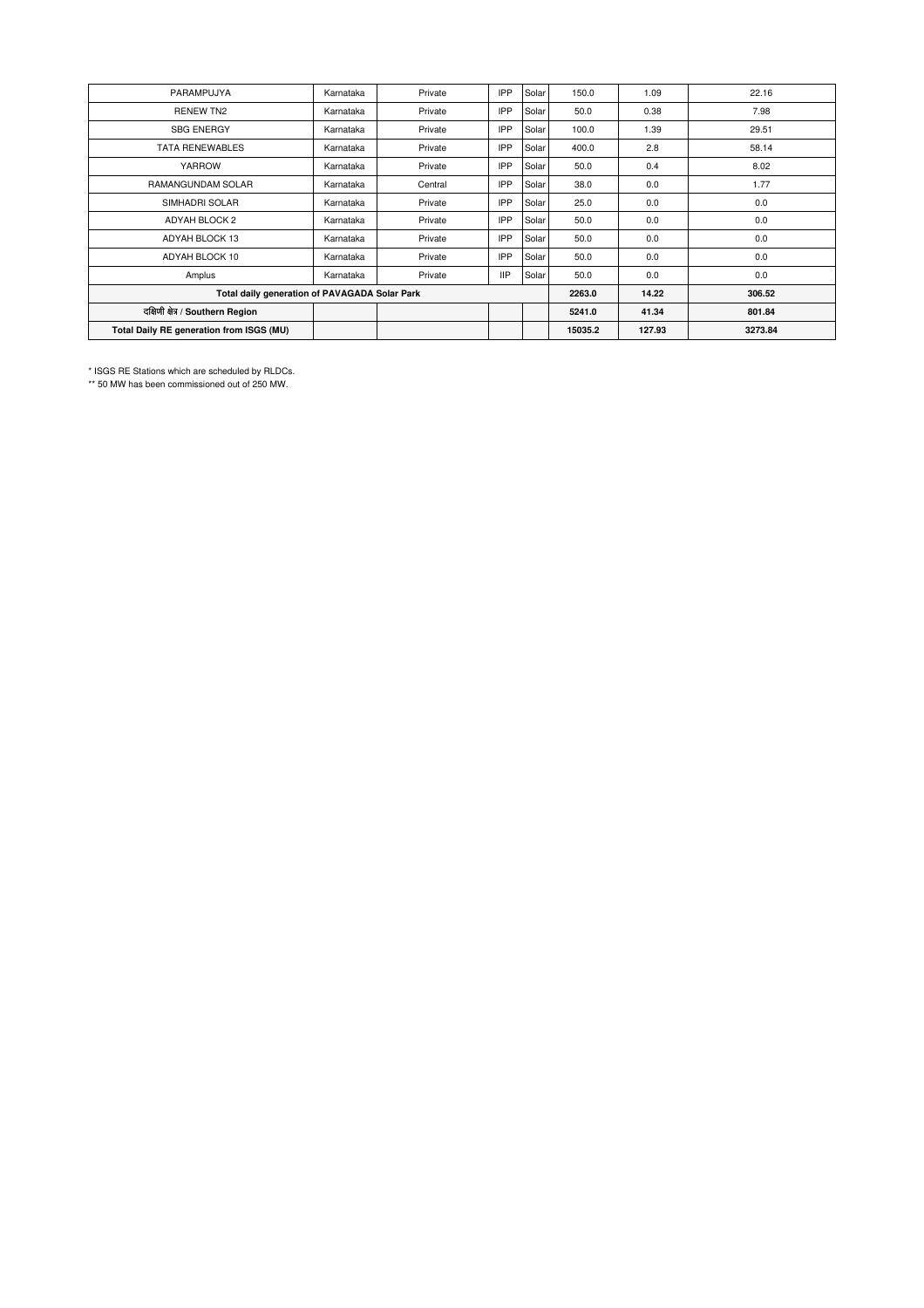| | | | | | | | |
|---|---|---|---|---|---|---|---|
| PARAMPUJYA | Karnataka | Private | IPP | Solar | 150.0 | 1.09 | 22.16 |
| RENEW TN2 | Karnataka | Private | IPP | Solar | 50.0 | 0.38 | 7.98 |
| SBG ENERGY | Karnataka | Private | IPP | Solar | 100.0 | 1.39 | 29.51 |
| TATA RENEWABLES | Karnataka | Private | IPP | Solar | 400.0 | 2.8 | 58.14 |
| YARROW | Karnataka | Private | IPP | Solar | 50.0 | 0.4 | 8.02 |
| RAMANGUNDAM SOLAR | Karnataka | Central | IPP | Solar | 38.0 | 0.0 | 1.77 |
| SIMHADRI SOLAR | Karnataka | Private | IPP | Solar | 25.0 | 0.0 | 0.0 |
| ADYAH BLOCK 2 | Karnataka | Private | IPP | Solar | 50.0 | 0.0 | 0.0 |
| ADYAH BLOCK 13 | Karnataka | Private | IPP | Solar | 50.0 | 0.0 | 0.0 |
| ADYAH BLOCK 10 | Karnataka | Private | IPP | Solar | 50.0 | 0.0 | 0.0 |
| Amplus | Karnataka | Private | IIP | Solar | 50.0 | 0.0 | 0.0 |
| **Total daily generation of PAVAGADA Solar Park** | | | | | **2263.0** | **14.22** | **306.52** |
| **दक्षिणी क्षेत्र / Southern Region** | | | | | **5241.0** | **41.34** | **801.84** |
| **Total Daily RE generation from ISGS (MU)** | | | | | **15035.2** | **127.93** | **3273.84** |

* ISGS RE Stations which are scheduled by RLDCs.

** 50 MW has been commissioned out of 250 MW.